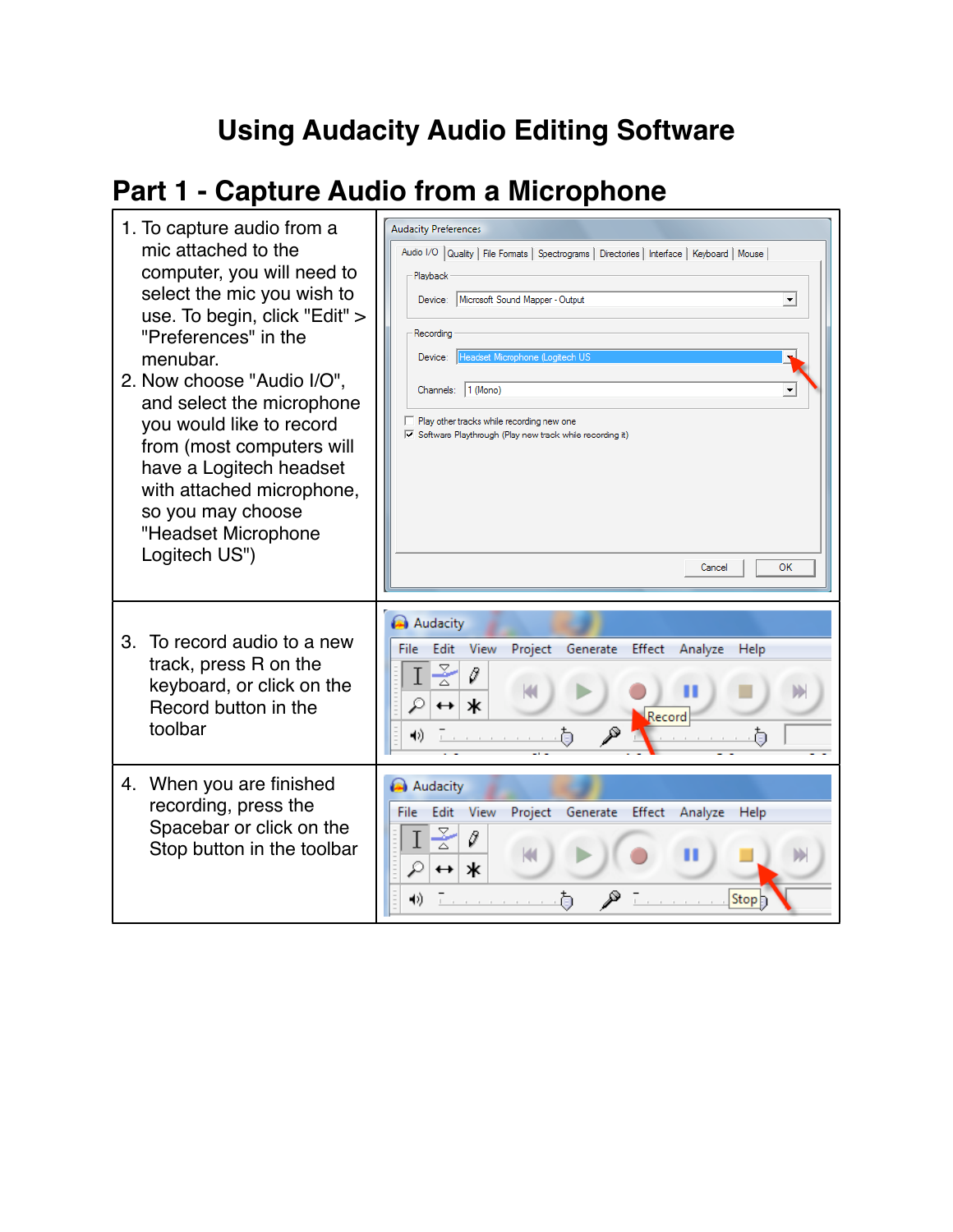# Using Audacity Audio Editing Software

## Part 1 - Capture Audio from a Microphone

1. To capture audio from a mic attached to the computer, you will need to select the mic you wish to use. To begin, click "Edit" > "Preferences" in the menubar.
2. Now choose "Audio I/O", and select the microphone you would like to record from (most computers will have a Logitech headset with attached microphone, so you may choose "Headset Microphone Logitech US")

3. To record audio to a new track, press R on the keyboard, or click on the Record button in the toolbar

4. When you are finished recording, press the Spacebar or click on the Stop button in the toolbar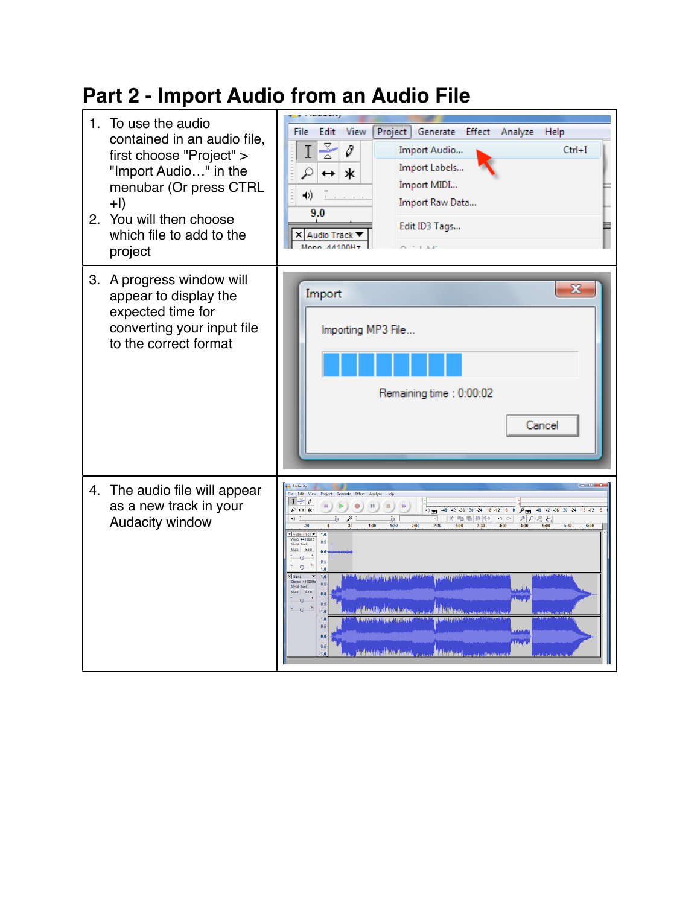# Part 2 - Import Audio from an Audio File

1. To use the audio contained in an audio file, first choose "Project" > "Import Audio…" in the menubar (Or press CTRL +I)
2. You will then choose which file to add to the project
3. A progress window will appear to display the expected time for converting your input file to the correct format
4. The audio file will appear as a new track in your Audacity window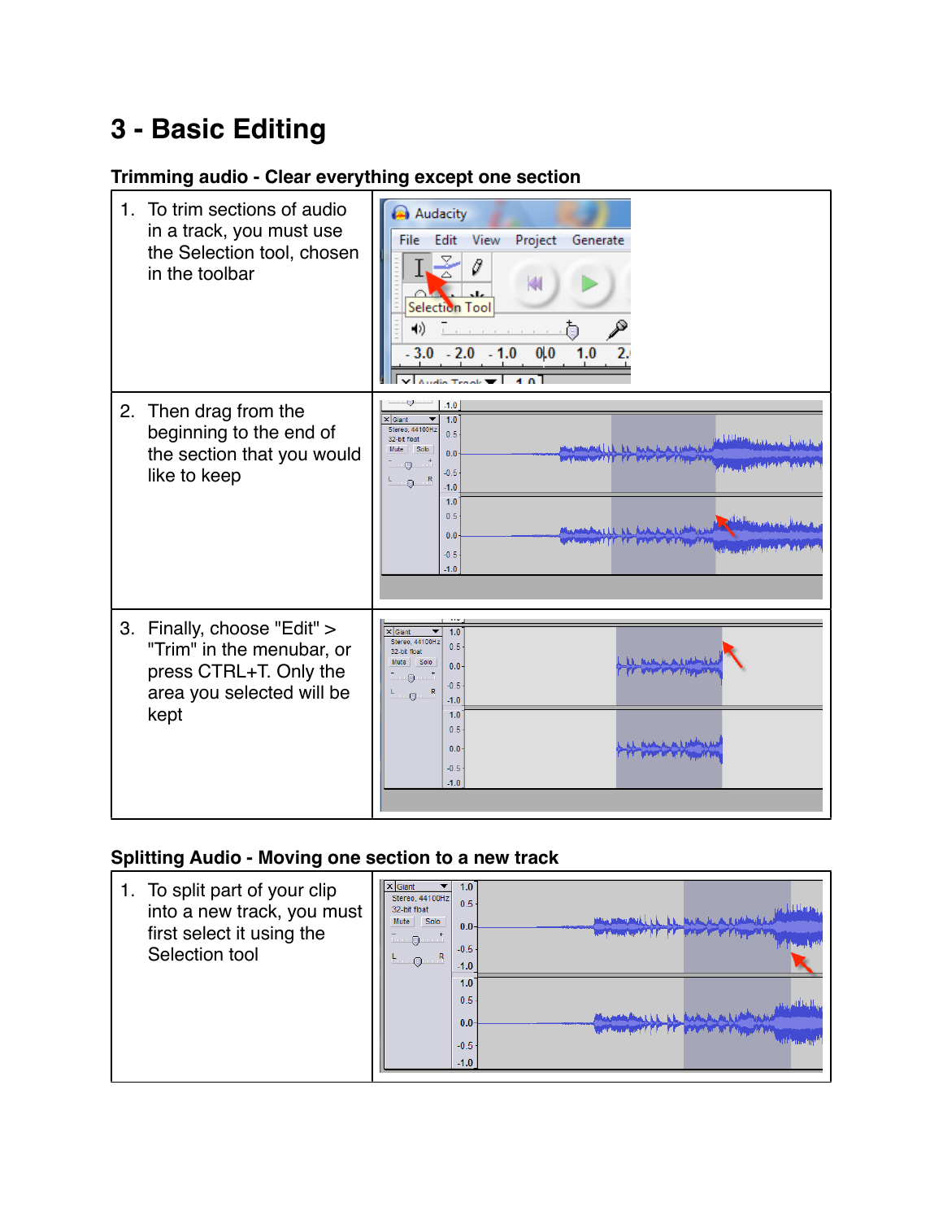# 3 - Basic Editing

### Trimming audio - Clear everything except one section

1. To trim sections of audio in a track, you must use the Selection tool, chosen in the toolbar
2. Then drag from the beginning to the end of the section that you would like to keep
3. Finally, choose "Edit" > "Trim" in the menubar, or press CTRL+T. Only the area you selected will be kept

### Splitting Audio - Moving one section to a new track

1. To split part of your clip into a new track, you must first select it using the Selection tool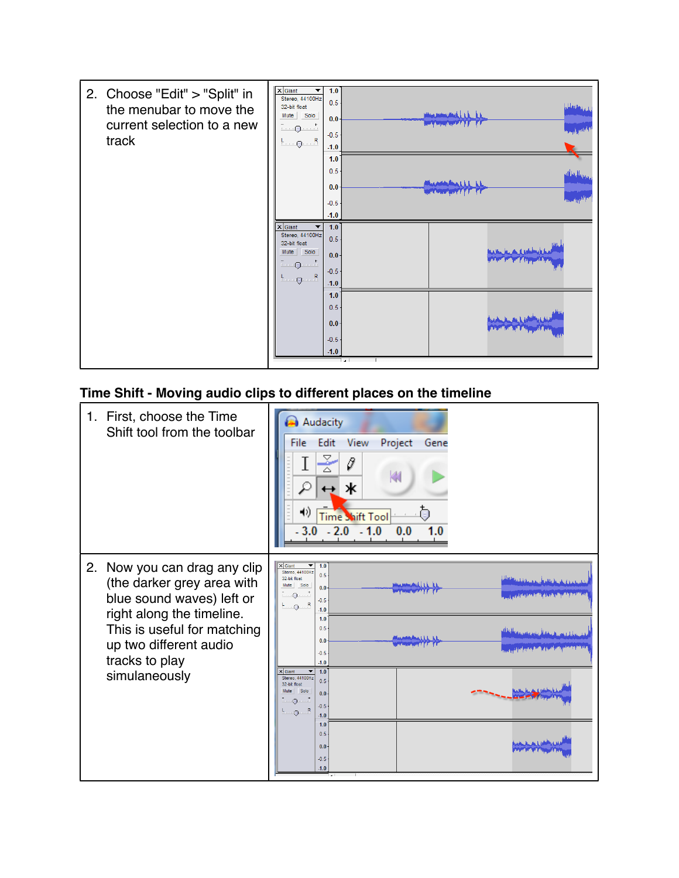2. Choose "Edit" > "Split" in the menubar to move the current selection to a new track

## Time Shift - Moving audio clips to different places on the timeline

1. First, choose the Time Shift tool from the toolbar

2. Now you can drag any clip (the darker grey area with blue sound waves) left or right along the timeline. This is useful for matching up two different audio tracks to play simulaneously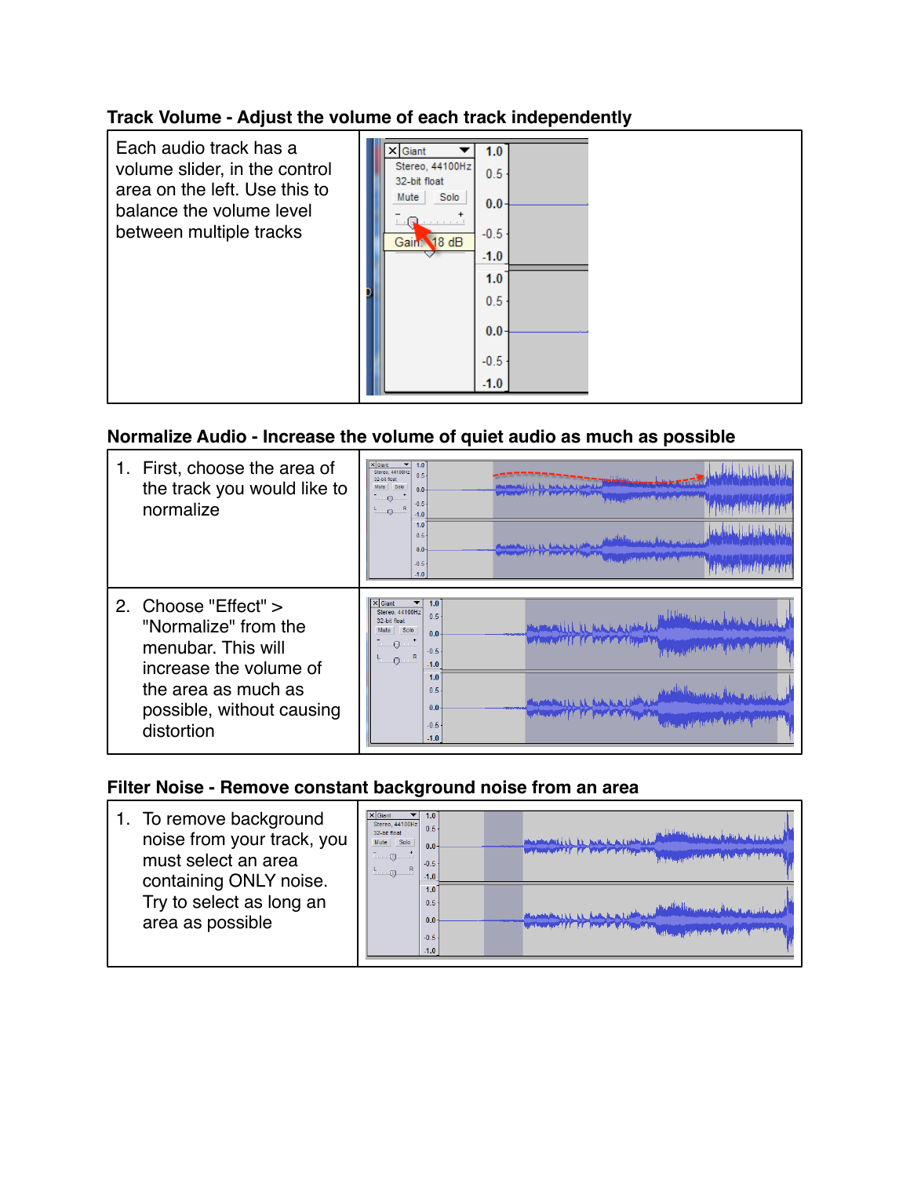**Track Volume - Adjust the volume of each track independently**

| | |
|---|---|
| Each audio track has a volume slider, in the control area on the left. Use this to balance the volume level between multiple tracks | |

**Normalize Audio - Increase the volume of quiet audio as much as possible**

| | |
|---|---|
| 1. First, choose the area of the track you would like to normalize | |
| 2. Choose "Effect" > "Normalize" from the menubar. This will increase the volume of the area as much as possible, without causing distortion | |

**Filter Noise - Remove constant background noise from an area**

| | |
|---|---|
| 1. To remove background noise from your track, you must select an area containing ONLY noise. Try to select as long an area as possible | |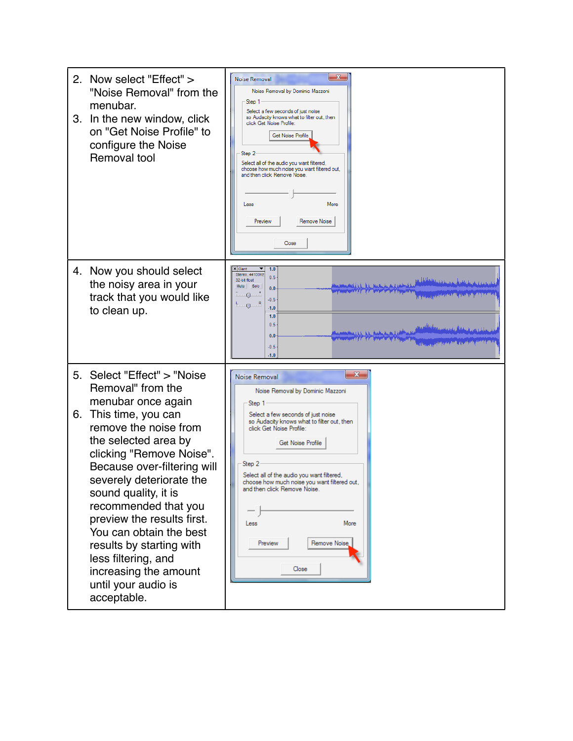2. Now select "Effect" > "Noise Removal" from the menubar.
3. In the new window, click on "Get Noise Profile" to configure the Noise Removal tool

4. Now you should select the noisy area in your track that you would like to clean up.

5. Select "Effect" > "Noise Removal" from the menubar once again
6. This time, you can remove the noise from the selected area by clicking "Remove Noise". Because over-filtering will severely deteriorate the sound quality, it is recommended that you preview the results first. You can obtain the best results by starting with less filtering, and increasing the amount until your audio is acceptable.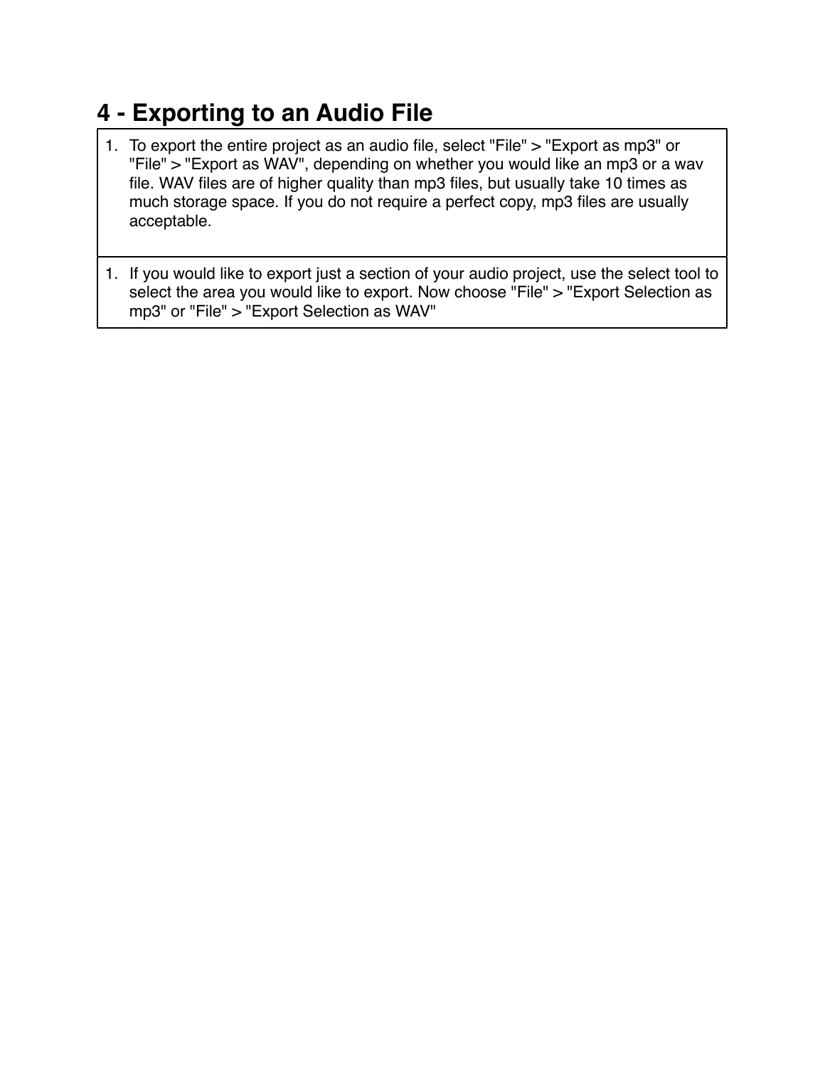## 4 - Exporting to an Audio File

| |
|---|
| 1. To export the entire project as an audio file, select "File" > "Export as mp3" or "File" > "Export as WAV", depending on whether you would like an mp3 or a wav file. WAV files are of higher quality than mp3 files, but usually take 10 times as much storage space. If you do not require a perfect copy, mp3 files are usually acceptable. |
| 1. If you would like to export just a section of your audio project, use the select tool to select the area you would like to export. Now choose "File" > "Export Selection as mp3" or "File" > "Export Selection as WAV" |